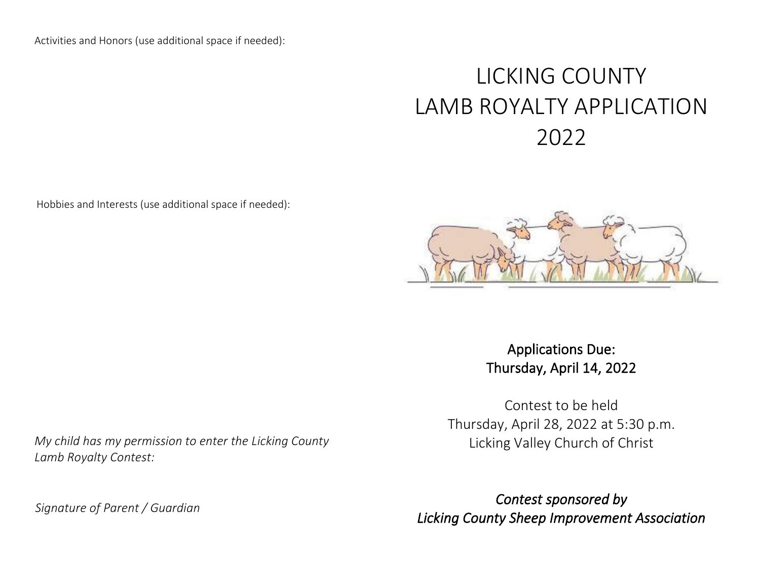Activities and Honors (use additional space if needed):

Hobbies and Interests (use additional space if needed):

*My child has my permission to enter the Licking County Lamb Royalty Contest:*

*Signature of Parent / Guardian*

# LICKING COUNTY LAMB ROYALTY APPLICATION 2022

**Applications Due:**
**Thursday, April 14, 2022**

Contest to be held
Thursday, April 28, 2022 at 5:30 p.m.
Licking Valley Church of Christ

***Contest sponsored by***
***Licking County Sheep Improvement Association***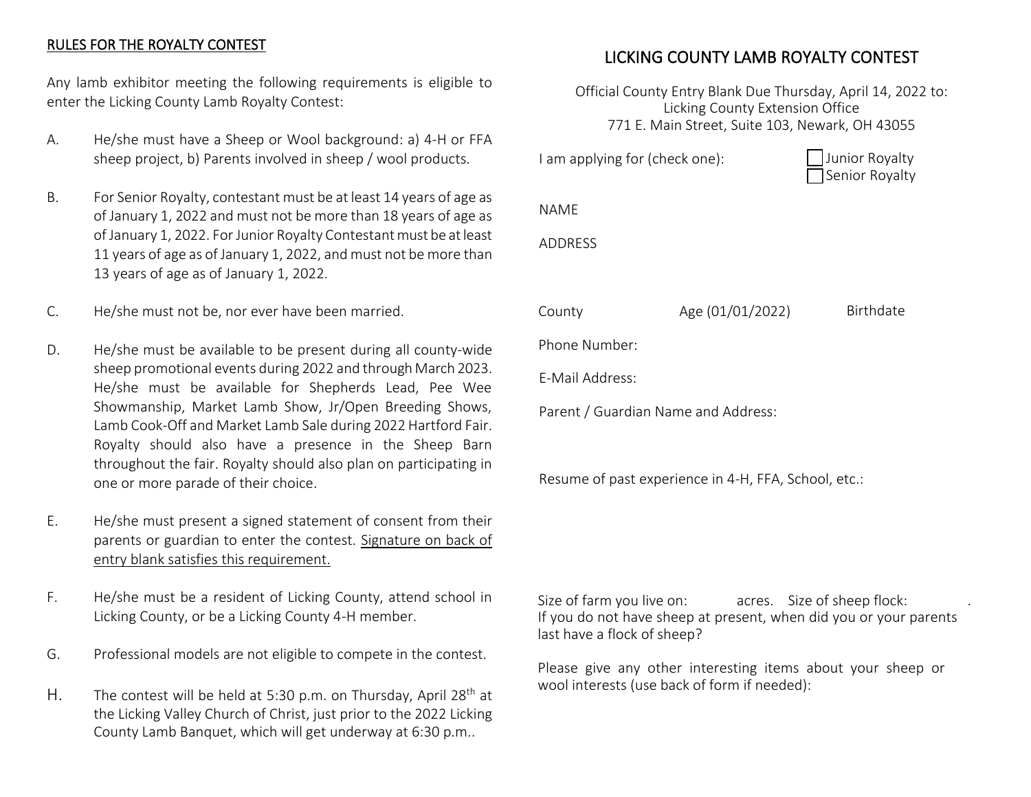## RULES FOR THE ROYALTY CONTEST

Any lamb exhibitor meeting the following requirements is eligible to enter the Licking County Lamb Royalty Contest:

A. He/she must have a Sheep or Wool background: a) 4-H or FFA sheep project, b) Parents involved in sheep / wool products.

B. For Senior Royalty, contestant must be at least 14 years of age as of January 1, 2022 and must not be more than 18 years of age as of January 1, 2022. For Junior Royalty Contestant must be at least 11 years of age as of January 1, 2022, and must not be more than 13 years of age as of January 1, 2022.

C. He/she must not be, nor ever have been married.

D. He/she must be available to be present during all county-wide sheep promotional events during 2022 and through March 2023. He/she must be available for Shepherds Lead, Pee Wee Showmanship, Market Lamb Show, Jr/Open Breeding Shows, Lamb Cook-Off and Market Lamb Sale during 2022 Hartford Fair. Royalty should also have a presence in the Sheep Barn throughout the fair. Royalty should also plan on participating in one or more parade of their choice.

E. He/she must present a signed statement of consent from their parents or guardian to enter the contest. Signature on back of entry blank satisfies this requirement.

F. He/she must be a resident of Licking County, attend school in Licking County, or be a Licking County 4-H member.

G. Professional models are not eligible to compete in the contest.

H. The contest will be held at 5:30 p.m. on Thursday, April 28th at the Licking Valley Church of Christ, just prior to the 2022 Licking County Lamb Banquet, which will get underway at 6:30 p.m..

## LICKING COUNTY LAMB ROYALTY CONTEST

Official County Entry Blank Due Thursday, April 14, 2022 to:
Licking County Extension Office
771 E. Main Street, Suite 103, Newark, OH 43055

I am applying for (check one): ☐ Junior Royalty ☐ Senior Royalty

NAME

ADDRESS

County Age (01/01/2022) Birthdate

Phone Number:

E-Mail Address:

Parent / Guardian Name and Address:

Resume of past experience in 4-H, FFA, School, etc.:

Size of farm you live on: acres. Size of sheep flock: .
If you do not have sheep at present, when did you or your parents last have a flock of sheep?

Please give any other interesting items about your sheep or wool interests (use back of form if needed):